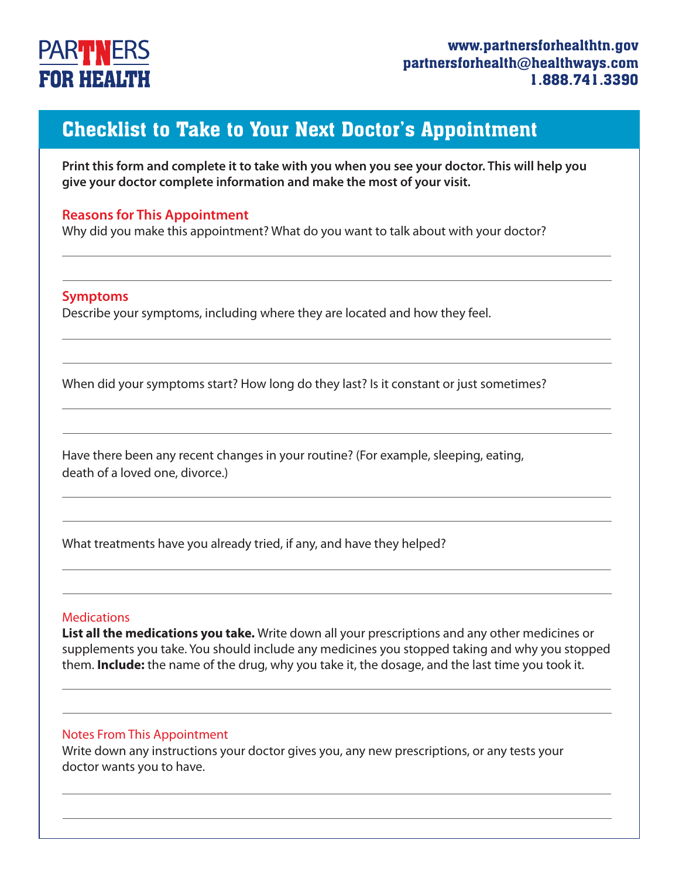PARTNERS FOR HEALTH

www.partnersforhealthtn.gov
partnersforhealth@healthways.com
1.888.741.3390

# Checklist to Take to Your Next Doctor's Appointment

**Print this form and complete it to take with you when you see your doctor. This will help you give your doctor complete information and make the most of your visit.**

## Reasons for This Appointment

Why did you make this appointment? What do you want to talk about with your doctor?

\_\_\_\_\_\_\_\_\_\_\_\_\_\_\_\_\_\_\_\_\_\_\_\_\_\_\_\_\_\_\_\_\_\_\_\_\_\_\_\_\_\_\_\_\_\_\_\_\_\_\_\_\_\_\_\_\_\_\_\_\_\_\_\_

\_\_\_\_\_\_\_\_\_\_\_\_\_\_\_\_\_\_\_\_\_\_\_\_\_\_\_\_\_\_\_\_\_\_\_\_\_\_\_\_\_\_\_\_\_\_\_\_\_\_\_\_\_\_\_\_\_\_\_\_\_\_\_\_

## Symptoms

Describe your symptoms, including where they are located and how they feel.

\_\_\_\_\_\_\_\_\_\_\_\_\_\_\_\_\_\_\_\_\_\_\_\_\_\_\_\_\_\_\_\_\_\_\_\_\_\_\_\_\_\_\_\_\_\_\_\_\_\_\_\_\_\_\_\_\_\_\_\_\_\_\_\_

\_\_\_\_\_\_\_\_\_\_\_\_\_\_\_\_\_\_\_\_\_\_\_\_\_\_\_\_\_\_\_\_\_\_\_\_\_\_\_\_\_\_\_\_\_\_\_\_\_\_\_\_\_\_\_\_\_\_\_\_\_\_\_\_

When did your symptoms start? How long do they last? Is it constant or just sometimes?

\_\_\_\_\_\_\_\_\_\_\_\_\_\_\_\_\_\_\_\_\_\_\_\_\_\_\_\_\_\_\_\_\_\_\_\_\_\_\_\_\_\_\_\_\_\_\_\_\_\_\_\_\_\_\_\_\_\_\_\_\_\_\_\_

\_\_\_\_\_\_\_\_\_\_\_\_\_\_\_\_\_\_\_\_\_\_\_\_\_\_\_\_\_\_\_\_\_\_\_\_\_\_\_\_\_\_\_\_\_\_\_\_\_\_\_\_\_\_\_\_\_\_\_\_\_\_\_\_

Have there been any recent changes in your routine? (For example, sleeping, eating, death of a loved one, divorce.)

\_\_\_\_\_\_\_\_\_\_\_\_\_\_\_\_\_\_\_\_\_\_\_\_\_\_\_\_\_\_\_\_\_\_\_\_\_\_\_\_\_\_\_\_\_\_\_\_\_\_\_\_\_\_\_\_\_\_\_\_\_\_\_\_

\_\_\_\_\_\_\_\_\_\_\_\_\_\_\_\_\_\_\_\_\_\_\_\_\_\_\_\_\_\_\_\_\_\_\_\_\_\_\_\_\_\_\_\_\_\_\_\_\_\_\_\_\_\_\_\_\_\_\_\_\_\_\_\_

What treatments have you already tried, if any, and have they helped?

\_\_\_\_\_\_\_\_\_\_\_\_\_\_\_\_\_\_\_\_\_\_\_\_\_\_\_\_\_\_\_\_\_\_\_\_\_\_\_\_\_\_\_\_\_\_\_\_\_\_\_\_\_\_\_\_\_\_\_\_\_\_\_\_

\_\_\_\_\_\_\_\_\_\_\_\_\_\_\_\_\_\_\_\_\_\_\_\_\_\_\_\_\_\_\_\_\_\_\_\_\_\_\_\_\_\_\_\_\_\_\_\_\_\_\_\_\_\_\_\_\_\_\_\_\_\_\_\_

## Medications

**List all the medications you take.** Write down all your prescriptions and any other medicines or supplements you take. You should include any medicines you stopped taking and why you stopped them. **Include:** the name of the drug, why you take it, the dosage, and the last time you took it.

\_\_\_\_\_\_\_\_\_\_\_\_\_\_\_\_\_\_\_\_\_\_\_\_\_\_\_\_\_\_\_\_\_\_\_\_\_\_\_\_\_\_\_\_\_\_\_\_\_\_\_\_\_\_\_\_\_\_\_\_\_\_\_\_

\_\_\_\_\_\_\_\_\_\_\_\_\_\_\_\_\_\_\_\_\_\_\_\_\_\_\_\_\_\_\_\_\_\_\_\_\_\_\_\_\_\_\_\_\_\_\_\_\_\_\_\_\_\_\_\_\_\_\_\_\_\_\_\_

## Notes From This Appointment

Write down any instructions your doctor gives you, any new prescriptions, or any tests your doctor wants you to have.

\_\_\_\_\_\_\_\_\_\_\_\_\_\_\_\_\_\_\_\_\_\_\_\_\_\_\_\_\_\_\_\_\_\_\_\_\_\_\_\_\_\_\_\_\_\_\_\_\_\_\_\_\_\_\_\_\_\_\_\_\_\_\_\_

\_\_\_\_\_\_\_\_\_\_\_\_\_\_\_\_\_\_\_\_\_\_\_\_\_\_\_\_\_\_\_\_\_\_\_\_\_\_\_\_\_\_\_\_\_\_\_\_\_\_\_\_\_\_\_\_\_\_\_\_\_\_\_\_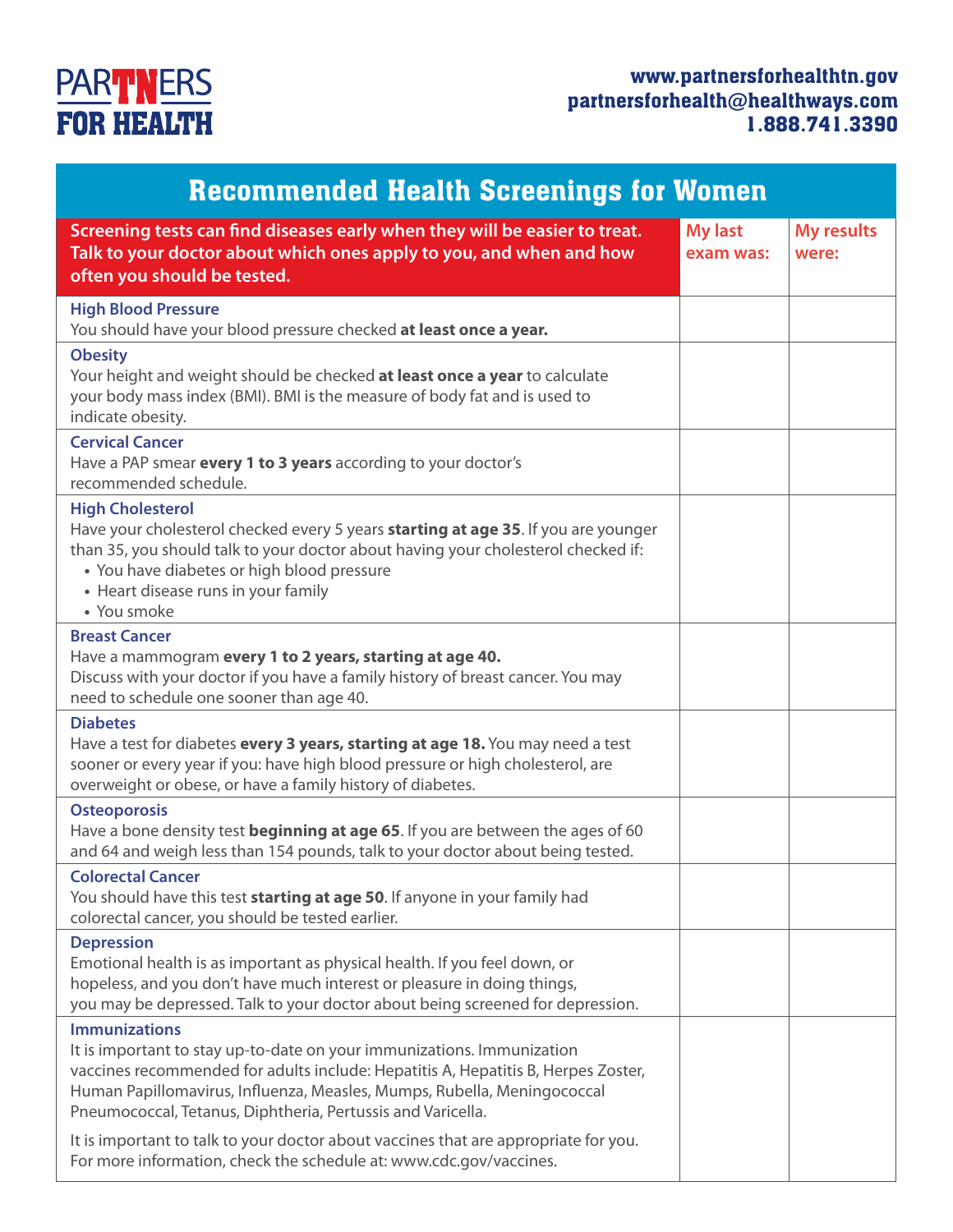# PARTNERS FOR HEALTH

www.partnersforhealthtn.gov
partnersforhealth@healthways.com
1.888.741.3390

## Recommended Health Screenings for Women

| Screening tests can find diseases early when they will be easier to treat. Talk to your doctor about which ones apply to you, and when and how often you should be tested. | My last exam was: | My results were: |
|---|---|---|
| **High Blood Pressure**<br>You should have your blood pressure checked **at least once a year.** | | |
| **Obesity**<br>Your height and weight should be checked **at least once a year** to calculate your body mass index (BMI). BMI is the measure of body fat and is used to indicate obesity. | | |
| **Cervical Cancer**<br>Have a PAP smear **every 1 to 3 years** according to your doctor's recommended schedule. | | |
| **High Cholesterol**<br>Have your cholesterol checked every 5 years **starting at age 35**. If you are younger than 35, you should talk to your doctor about having your cholesterol checked if:<br>• You have diabetes or high blood pressure<br>• Heart disease runs in your family<br>• You smoke | | |
| **Breast Cancer**<br>Have a mammogram **every 1 to 2 years, starting at age 40.**<br>Discuss with your doctor if you have a family history of breast cancer. You may need to schedule one sooner than age 40. | | |
| **Diabetes**<br>Have a test for diabetes **every 3 years, starting at age 18.** You may need a test sooner or every year if you: have high blood pressure or high cholesterol, are overweight or obese, or have a family history of diabetes. | | |
| **Osteoporosis**<br>Have a bone density test **beginning at age 65**. If you are between the ages of 60 and 64 and weigh less than 154 pounds, talk to your doctor about being tested. | | |
| **Colorectal Cancer**<br>You should have this test **starting at age 50**. If anyone in your family had colorectal cancer, you should be tested earlier. | | |
| **Depression**<br>Emotional health is as important as physical health. If you feel down, or hopeless, and you don't have much interest or pleasure in doing things, you may be depressed. Talk to your doctor about being screened for depression. | | |
| **Immunizations**<br>It is important to stay up-to-date on your immunizations. Immunization vaccines recommended for adults include: Hepatitis A, Hepatitis B, Herpes Zoster, Human Papillomavirus, Influenza, Measles, Mumps, Rubella, Meningococcal Pneumococcal, Tetanus, Diphtheria, Pertussis and Varicella.<br><br>It is important to talk to your doctor about vaccines that are appropriate for you. For more information, check the schedule at: www.cdc.gov/vaccines. | | |